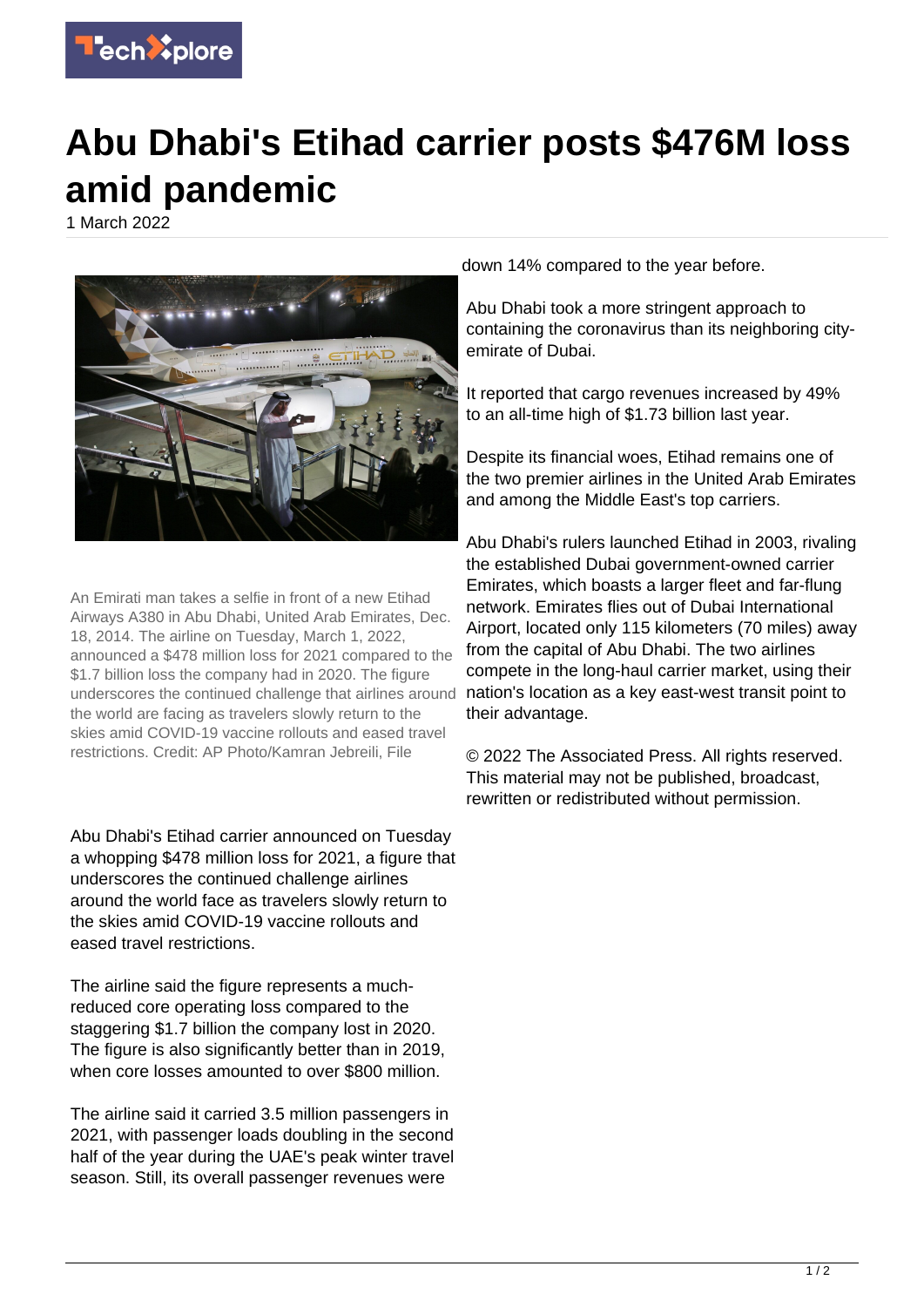# Abu Dhabi's Etihad carrier posts $476M loss amid pandemic

1 March 2022

An Emirati man takes a selfie in front of a new Etihad Airways A380 in Abu Dhabi, United Arab Emirates, Dec. 18, 2014. The airline on Tuesday, March 1, 2022, announced a $478 million loss for 2021 compared to the $1.7 billion loss the company had in 2020. The figure underscores the continued challenge that airlines around the world are facing as travelers slowly return to the skies amid COVID-19 vaccine rollouts and eased travel restrictions. Credit: AP Photo/Kamran Jebreili, File

Abu Dhabi's Etihad carrier announced on Tuesday a whopping $478 million loss for 2021, a figure that underscores the continued challenge airlines around the world face as travelers slowly return to the skies amid COVID-19 vaccine rollouts and eased travel restrictions.

The airline said the figure represents a much-reduced core operating loss compared to the staggering $1.7 billion the company lost in 2020. The figure is also significantly better than in 2019, when core losses amounted to over $800 million.

The airline said it carried 3.5 million passengers in 2021, with passenger loads doubling in the second half of the year during the UAE's peak winter travel season. Still, its overall passenger revenues were down 14% compared to the year before.

Abu Dhabi took a more stringent approach to containing the coronavirus than its neighboring city-emirate of Dubai.

It reported that cargo revenues increased by 49% to an all-time high of $1.73 billion last year.

Despite its financial woes, Etihad remains one of the two premier airlines in the United Arab Emirates and among the Middle East's top carriers.

Abu Dhabi's rulers launched Etihad in 2003, rivaling the established Dubai government-owned carrier Emirates, which boasts a larger fleet and far-flung network. Emirates flies out of Dubai International Airport, located only 115 kilometers (70 miles) away from the capital of Abu Dhabi. The two airlines compete in the long-haul carrier market, using their nation's location as a key east-west transit point to their advantage.

© 2022 The Associated Press. All rights reserved. This material may not be published, broadcast, rewritten or redistributed without permission.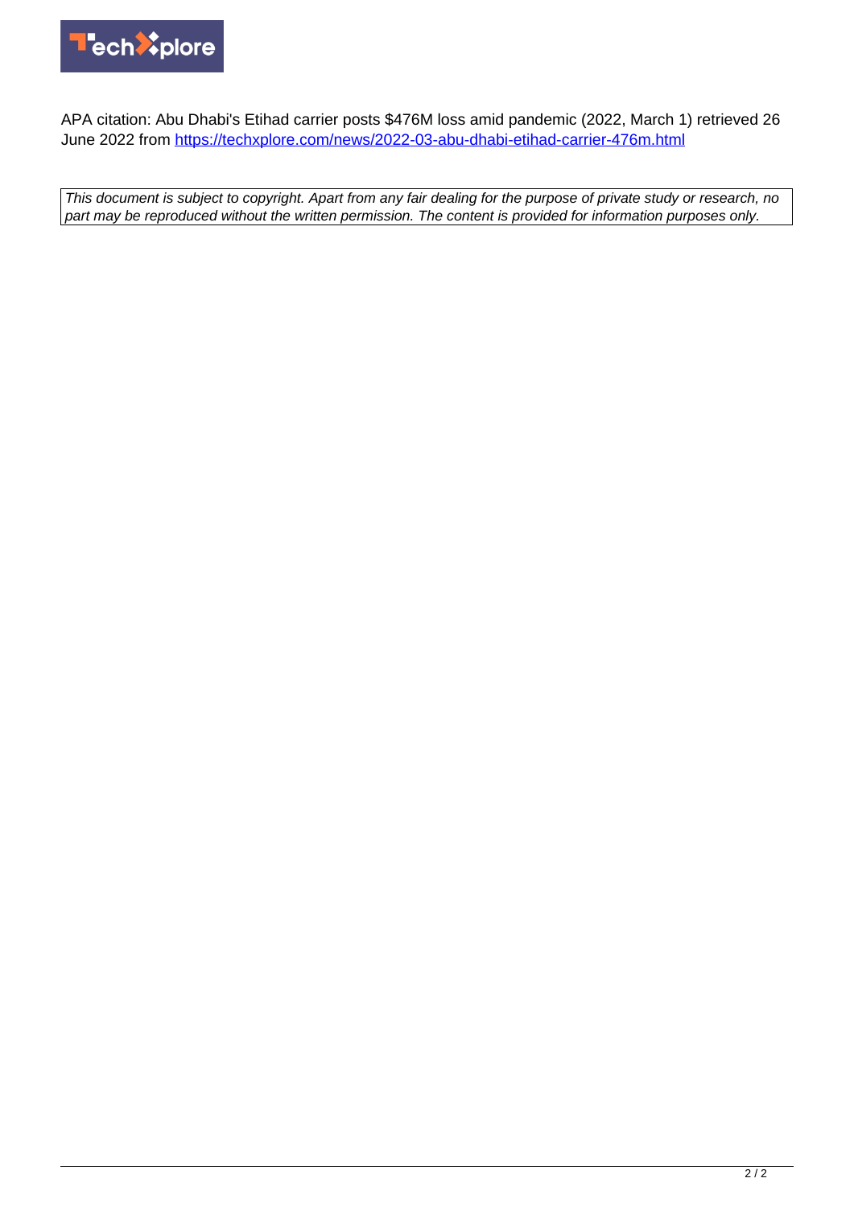APA citation: Abu Dhabi's Etihad carrier posts $476M loss amid pandemic (2022, March 1) retrieved 26 June 2022 from https://techxplore.com/news/2022-03-abu-dhabi-etihad-carrier-476m.html

*This document is subject to copyright. Apart from any fair dealing for the purpose of private study or research, no part may be reproduced without the written permission. The content is provided for information purposes only.*